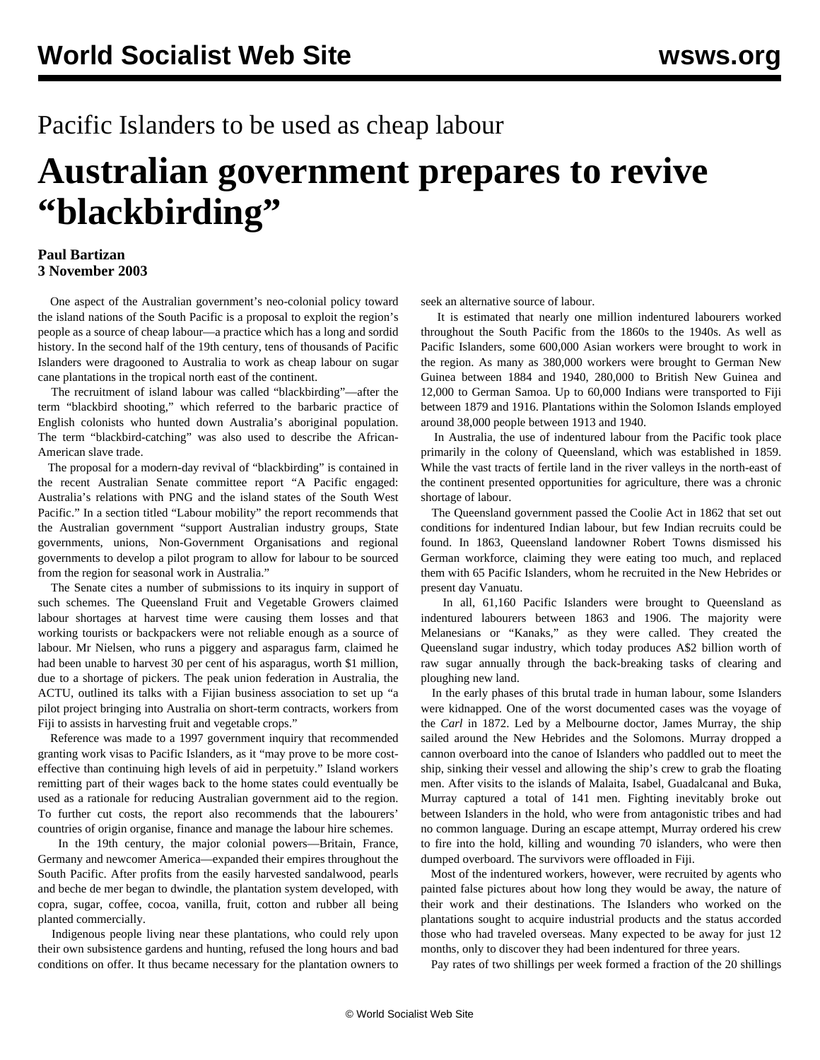Pacific Islanders to be used as cheap labour

# Australian government prepares to revive "blackbirding"

**Paul Bartizan**
**3 November 2003**

One aspect of the Australian government's neo-colonial policy toward the island nations of the South Pacific is a proposal to exploit the region's people as a source of cheap labour—a practice which has a long and sordid history. In the second half of the 19th century, tens of thousands of Pacific Islanders were dragooned to Australia to work as cheap labour on sugar cane plantations in the tropical north east of the continent.

The recruitment of island labour was called "blackbirding"—after the term "blackbird shooting," which referred to the barbaric practice of English colonists who hunted down Australia's aboriginal population. The term "blackbird-catching" was also used to describe the African-American slave trade.

The proposal for a modern-day revival of "blackbirding" is contained in the recent Australian Senate committee report "A Pacific engaged: Australia's relations with PNG and the island states of the South West Pacific." In a section titled "Labour mobility" the report recommends that the Australian government "support Australian industry groups, State governments, unions, Non-Government Organisations and regional governments to develop a pilot program to allow for labour to be sourced from the region for seasonal work in Australia."

The Senate cites a number of submissions to its inquiry in support of such schemes. The Queensland Fruit and Vegetable Growers claimed labour shortages at harvest time were causing them losses and that working tourists or backpackers were not reliable enough as a source of labour. Mr Nielsen, who runs a piggery and asparagus farm, claimed he had been unable to harvest 30 per cent of his asparagus, worth $1 million, due to a shortage of pickers. The peak union federation in Australia, the ACTU, outlined its talks with a Fijian business association to set up "a pilot project bringing into Australia on short-term contracts, workers from Fiji to assists in harvesting fruit and vegetable crops."

Reference was made to a 1997 government inquiry that recommended granting work visas to Pacific Islanders, as it "may prove to be more cost-effective than continuing high levels of aid in perpetuity." Island workers remitting part of their wages back to the home states could eventually be used as a rationale for reducing Australian government aid to the region. To further cut costs, the report also recommends that the labourers' countries of origin organise, finance and manage the labour hire schemes.

In the 19th century, the major colonial powers—Britain, France, Germany and newcomer America—expanded their empires throughout the South Pacific. After profits from the easily harvested sandalwood, pearls and beche de mer began to dwindle, the plantation system developed, with copra, sugar, coffee, cocoa, vanilla, fruit, cotton and rubber all being planted commercially.

Indigenous people living near these plantations, who could rely upon their own subsistence gardens and hunting, refused the long hours and bad conditions on offer. It thus became necessary for the plantation owners to seek an alternative source of labour.

It is estimated that nearly one million indentured labourers worked throughout the South Pacific from the 1860s to the 1940s. As well as Pacific Islanders, some 600,000 Asian workers were brought to work in the region. As many as 380,000 workers were brought to German New Guinea between 1884 and 1940, 280,000 to British New Guinea and 12,000 to German Samoa. Up to 60,000 Indians were transported to Fiji between 1879 and 1916. Plantations within the Solomon Islands employed around 38,000 people between 1913 and 1940.

In Australia, the use of indentured labour from the Pacific took place primarily in the colony of Queensland, which was established in 1859. While the vast tracts of fertile land in the river valleys in the north-east of the continent presented opportunities for agriculture, there was a chronic shortage of labour.

The Queensland government passed the Coolie Act in 1862 that set out conditions for indentured Indian labour, but few Indian recruits could be found. In 1863, Queensland landowner Robert Towns dismissed his German workforce, claiming they were eating too much, and replaced them with 65 Pacific Islanders, whom he recruited in the New Hebrides or present day Vanuatu.

In all, 61,160 Pacific Islanders were brought to Queensland as indentured labourers between 1863 and 1906. The majority were Melanesians or "Kanaks," as they were called. They created the Queensland sugar industry, which today produces A$2 billion worth of raw sugar annually through the back-breaking tasks of clearing and ploughing new land.

In the early phases of this brutal trade in human labour, some Islanders were kidnapped. One of the worst documented cases was the voyage of the *Carl* in 1872. Led by a Melbourne doctor, James Murray, the ship sailed around the New Hebrides and the Solomons. Murray dropped a cannon overboard into the canoe of Islanders who paddled out to meet the ship, sinking their vessel and allowing the ship's crew to grab the floating men. After visits to the islands of Malaita, Isabel, Guadalcanal and Buka, Murray captured a total of 141 men. Fighting inevitably broke out between Islanders in the hold, who were from antagonistic tribes and had no common language. During an escape attempt, Murray ordered his crew to fire into the hold, killing and wounding 70 islanders, who were then dumped overboard. The survivors were offloaded in Fiji.

Most of the indentured workers, however, were recruited by agents who painted false pictures about how long they would be away, the nature of their work and their destinations. The Islanders who worked on the plantations sought to acquire industrial products and the status accorded those who had traveled overseas. Many expected to be away for just 12 months, only to discover they had been indentured for three years.

Pay rates of two shillings per week formed a fraction of the 20 shillings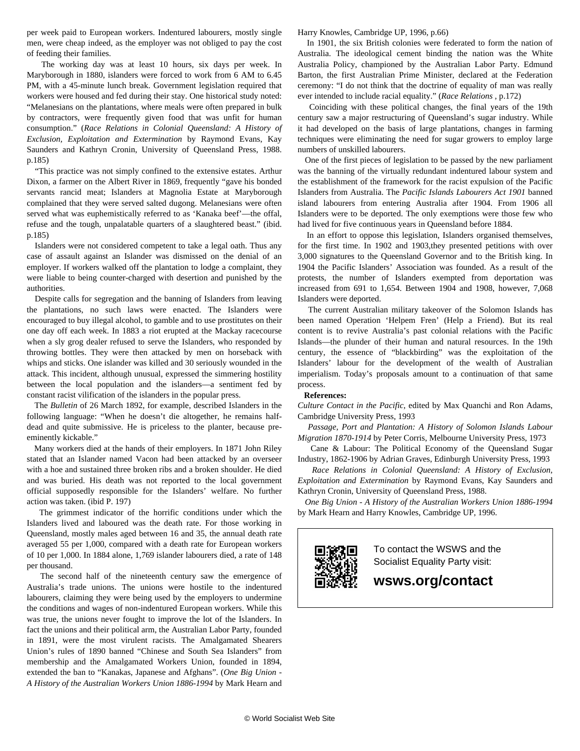per week paid to European workers. Indentured labourers, mostly single men, were cheap indeed, as the employer was not obliged to pay the cost of feeding their families.

The working day was at least 10 hours, six days per week. In Maryborough in 1880, islanders were forced to work from 6 AM to 6.45 PM, with a 45-minute lunch break. Government legislation required that workers were housed and fed during their stay. One historical study noted: "Melanesians on the plantations, where meals were often prepared in bulk by contractors, were frequently given food that was unfit for human consumption." (*Race Relations in Colonial Queensland: A History of Exclusion, Exploitation and Extermination* by Raymond Evans, Kay Saunders and Kathryn Cronin, University of Queensland Press, 1988. p.185)

"This practice was not simply confined to the extensive estates. Arthur Dixon, a farmer on the Albert River in 1869, frequently "gave his bonded servants rancid meat; Islanders at Magnolia Estate at Maryborough complained that they were served salted dugong. Melanesians were often served what was euphemistically referred to as 'Kanaka beef'—the offal, refuse and the tough, unpalatable quarters of a slaughtered beast." (ibid. p.185)

Islanders were not considered competent to take a legal oath. Thus any case of assault against an Islander was dismissed on the denial of an employer. If workers walked off the plantation to lodge a complaint, they were liable to being counter-charged with desertion and punished by the authorities.

Despite calls for segregation and the banning of Islanders from leaving the plantations, no such laws were enacted. The Islanders were encouraged to buy illegal alcohol, to gamble and to use prostitutes on their one day off each week. In 1883 a riot erupted at the Mackay racecourse when a sly grog dealer refused to serve the Islanders, who responded by throwing bottles. They were then attacked by men on horseback with whips and sticks. One islander was killed and 30 seriously wounded in the attack. This incident, although unusual, expressed the simmering hostility between the local population and the islanders—a sentiment fed by constant racist vilification of the islanders in the popular press.

The *Bulletin* of 26 March 1892, for example, described Islanders in the following language: "When he doesn't die altogether, he remains half-dead and quite submissive. He is priceless to the planter, because pre-eminently kickable."

Many workers died at the hands of their employers. In 1871 John Riley stated that an Islander named Vacon had been attacked by an overseer with a hoe and sustained three broken ribs and a broken shoulder. He died and was buried. His death was not reported to the local government official supposedly responsible for the Islanders' welfare. No further action was taken. (ibid P. 197)

The grimmest indicator of the horrific conditions under which the Islanders lived and laboured was the death rate. For those working in Queensland, mostly males aged between 16 and 35, the annual death rate averaged 55 per 1,000, compared with a death rate for European workers of 10 per 1,000. In 1884 alone, 1,769 islander labourers died, a rate of 148 per thousand.

The second half of the nineteenth century saw the emergence of Australia's trade unions. The unions were hostile to the indentured labourers, claiming they were being used by the employers to undermine the conditions and wages of non-indentured European workers. While this was true, the unions never fought to improve the lot of the Islanders. In fact the unions and their political arm, the Australian Labor Party, founded in 1891, were the most virulent racists. The Amalgamated Shearers Union's rules of 1890 banned "Chinese and South Sea Islanders" from membership and the Amalgamated Workers Union, founded in 1894, extended the ban to "Kanakas, Japanese and Afghans". (*One Big Union - A History of the Australian Workers Union 1886-1994* by Mark Hearn and Harry Knowles, Cambridge UP, 1996, p.66)

In 1901, the six British colonies were federated to form the nation of Australia. The ideological cement binding the nation was the White Australia Policy, championed by the Australian Labor Party. Edmund Barton, the first Australian Prime Minister, declared at the Federation ceremony: "I do not think that the doctrine of equality of man was really ever intended to include racial equality." (*Race Relations* , p.172)

Coinciding with these political changes, the final years of the 19th century saw a major restructuring of Queensland's sugar industry. While it had developed on the basis of large plantations, changes in farming techniques were eliminating the need for sugar growers to employ large numbers of unskilled labourers.

One of the first pieces of legislation to be passed by the new parliament was the banning of the virtually redundant indentured labour system and the establishment of the framework for the racist expulsion of the Pacific Islanders from Australia. The *Pacific Islands Labourers Act 1901* banned island labourers from entering Australia after 1904. From 1906 all Islanders were to be deported. The only exemptions were those few who had lived for five continuous years in Queensland before 1884.

In an effort to oppose this legislation, Islanders organised themselves, for the first time. In 1902 and 1903,they presented petitions with over 3,000 signatures to the Queensland Governor and to the British king. In 1904 the Pacific Islanders' Association was founded. As a result of the protests, the number of Islanders exempted from deportation was increased from 691 to 1,654. Between 1904 and 1908, however, 7,068 Islanders were deported.

The current Australian military takeover of the Solomon Islands has been named Operation 'Helpem Fren' (Help a Friend). But its real content is to revive Australia's past colonial relations with the Pacific Islands—the plunder of their human and natural resources. In the 19th century, the essence of "blackbirding" was the exploitation of the Islanders' labour for the development of the wealth of Australian imperialism. Today's proposals amount to a continuation of that same process.

**References:**

*Culture Contact in the Pacific*, edited by Max Quanchi and Ron Adams, Cambridge University Press, 1993

*Passage, Port and Plantation: A History of Solomon Islands Labour Migration 1870-1914* by Peter Corris, Melbourne University Press, 1973

Cane & Labour: The Political Economy of the Queensland Sugar Industry, 1862-1906 by Adrian Graves, Edinburgh University Press, 1993

*Race Relations in Colonial Queensland: A History of Exclusion, Exploitation and Extermination* by Raymond Evans, Kay Saunders and Kathryn Cronin, University of Queensland Press, 1988.

*One Big Union - A History of the Australian Workers Union 1886-1994* by Mark Hearn and Harry Knowles, Cambridge UP, 1996.

To contact the WSWS and the Socialist Equality Party visit:

**wsws.org/contact**